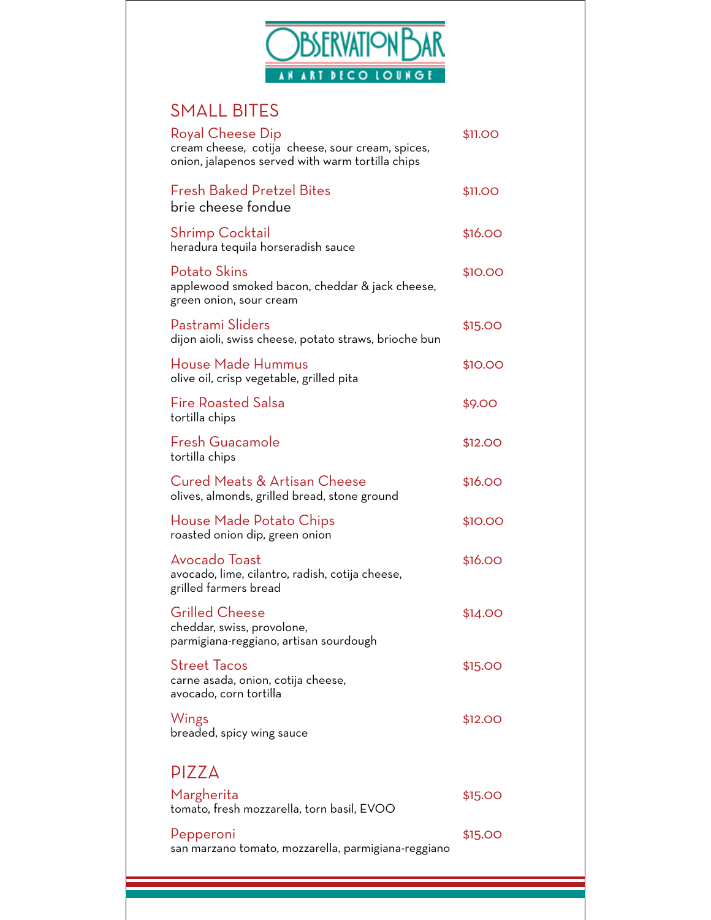# OBSERVATION BAR

AN ART DECO LOUNGE

## SMALL BITES

**Royal Cheese Dip** — $11.00
cream cheese, cotija cheese, sour cream, spices, onion, jalapenos served with warm tortilla chips

**Fresh Baked Pretzel Bites** — $11.00
brie cheese fondue

**Shrimp Cocktail** — $16.00
heradura tequila horseradish sauce

**Potato Skins** — $10.00
applewood smoked bacon, cheddar & jack cheese, green onion, sour cream

**Pastrami Sliders** — $15.00
dijon aioli, swiss cheese, potato straws, brioche bun

**House Made Hummus** — $10.00
olive oil, crisp vegetable, grilled pita

**Fire Roasted Salsa** — $9.00
tortilla chips

**Fresh Guacamole** — $12.00
tortilla chips

**Cured Meats & Artisan Cheese** — $16.00
olives, almonds, grilled bread, stone ground

**House Made Potato Chips** — $10.00
roasted onion dip, green onion

**Avocado Toast** — $16.00
avocado, lime, cilantro, radish, cotija cheese, grilled farmers bread

**Grilled Cheese** — $14.00
cheddar, swiss, provolone, parmigiana-reggiano, artisan sourdough

**Street Tacos** — $15.00
carne asada, onion, cotija cheese, avocado, corn tortilla

**Wings** — $12.00
breaded, spicy wing sauce

## PIZZA

**Margherita** — $15.00
tomato, fresh mozzarella, torn basil, EVOO

**Pepperoni** — $15.00
san marzano tomato, mozzarella, parmigiana-reggiano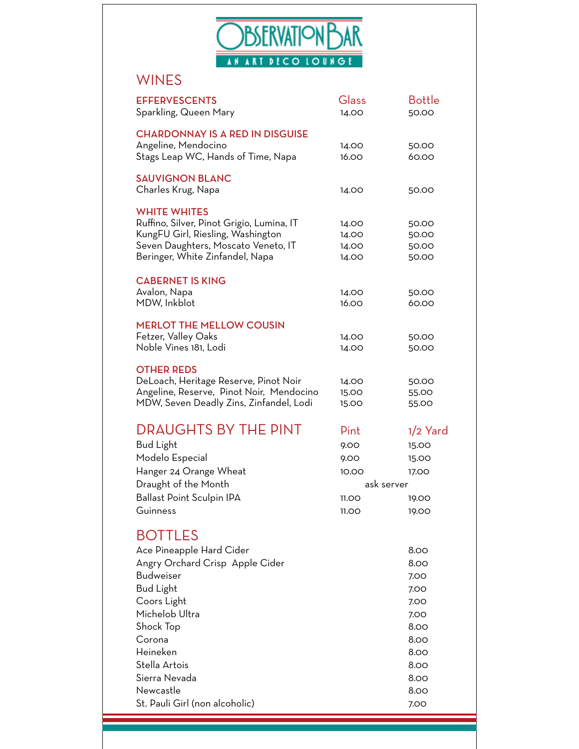# OBSERVATION BAR

AN ART DECO LOUNGE

## WINES

| EFFERVESCENTS | Glass | Bottle |
|---|---|---|
| Sparkling, Queen Mary | 14.00 | 50.00 |
| **CHARDONNAY IS A RED IN DISGUISE** | | |
| Angeline, Mendocino | 14.00 | 50.00 |
| Stags Leap WC, Hands of Time, Napa | 16.00 | 60.00 |
| **SAUVIGNON BLANC** | | |
| Charles Krug, Napa | 14.00 | 50.00 |
| **WHITE WHITES** | | |
| Ruffino, Silver, Pinot Grigio, Lumina, IT | 14.00 | 50.00 |
| KungFU Girl, Riesling, Washington | 14.00 | 50.00 |
| Seven Daughters, Moscato Veneto, IT | 14.00 | 50.00 |
| Beringer, White Zinfandel, Napa | 14.00 | 50.00 |
| **CABERNET IS KING** | | |
| Avalon, Napa | 14.00 | 50.00 |
| MDW, Inkblot | 16.00 | 60.00 |
| **MERLOT THE MELLOW COUSIN** | | |
| Fetzer, Valley Oaks | 14.00 | 50.00 |
| Noble Vines 181, Lodi | 14.00 | 50.00 |
| **OTHER REDS** | | |
| DeLoach, Heritage Reserve, Pinot Noir | 14.00 | 50.00 |
| Angeline, Reserve, Pinot Noir, Mendocino | 15.00 | 55.00 |
| MDW, Seven Deadly Zins, Zinfandel, Lodi | 15.00 | 55.00 |

## DRAUGHTS BY THE PINT

| | Pint | 1/2 Yard |
|---|---|---|
| Bud Light | 9.00 | 15.00 |
| Modelo Especial | 9.00 | 15.00 |
| Hanger 24 Orange Wheat | 10.00 | 17.00 |
| Draught of the Month | ask server | |
| Ballast Point Sculpin IPA | 11.00 | 19.00 |
| Guinness | 11.00 | 19.00 |

## BOTTLES

| | |
|---|---|
| Ace Pineapple Hard Cider | 8.00 |
| Angry Orchard Crisp Apple Cider | 8.00 |
| Budweiser | 7.00 |
| Bud Light | 7.00 |
| Coors Light | 7.00 |
| Michelob Ultra | 7.00 |
| Shock Top | 8.00 |
| Corona | 8.00 |
| Heineken | 8.00 |
| Stella Artois | 8.00 |
| Sierra Nevada | 8.00 |
| Newcastle | 8.00 |
| St. Pauli Girl (non alcoholic) | 7.00 |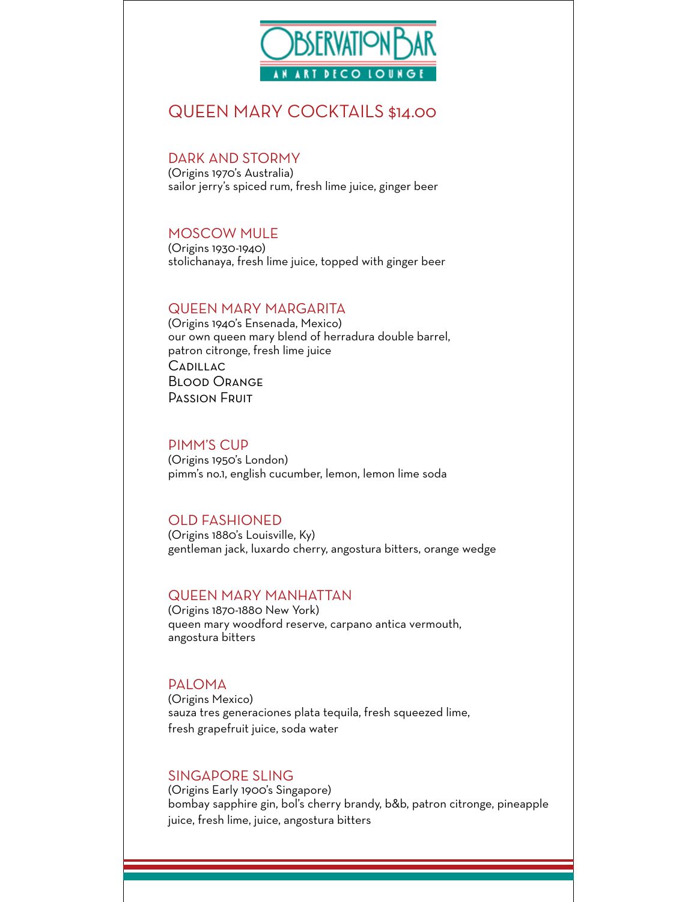# OBSERVATION BAR

AN ART DECO LOUNGE

## QUEEN MARY COCKTAILS $14.00

### DARK AND STORMY

(Origins 1970's Australia)
sailor jerry's spiced rum, fresh lime juice, ginger beer

### MOSCOW MULE

(Origins 1930-1940)
stolichanaya, fresh lime juice, topped with ginger beer

### QUEEN MARY MARGARITA

(Origins 1940's Ensenada, Mexico)
our own queen mary blend of herradura double barrel,
patron citronge, fresh lime juice

Cadillac
Blood Orange
Passion Fruit

### PIMM'S CUP

(Origins 1950's London)
pimm's no.1, english cucumber, lemon, lemon lime soda

### OLD FASHIONED

(Origins 1880's Louisville, Ky)
gentleman jack, luxardo cherry, angostura bitters, orange wedge

### QUEEN MARY MANHATTAN

(Origins 1870-1880 New York)
queen mary woodford reserve, carpano antica vermouth,
angostura bitters

### PALOMA

(Origins Mexico)
sauza tres generaciones plata tequila, fresh squeezed lime,
fresh grapefruit juice, soda water

### SINGAPORE SLING

(Origins Early 1900's Singapore)
bombay sapphire gin, bol's cherry brandy, b&b, patron citronge, pineapple
juice, fresh lime, juice, angostura bitters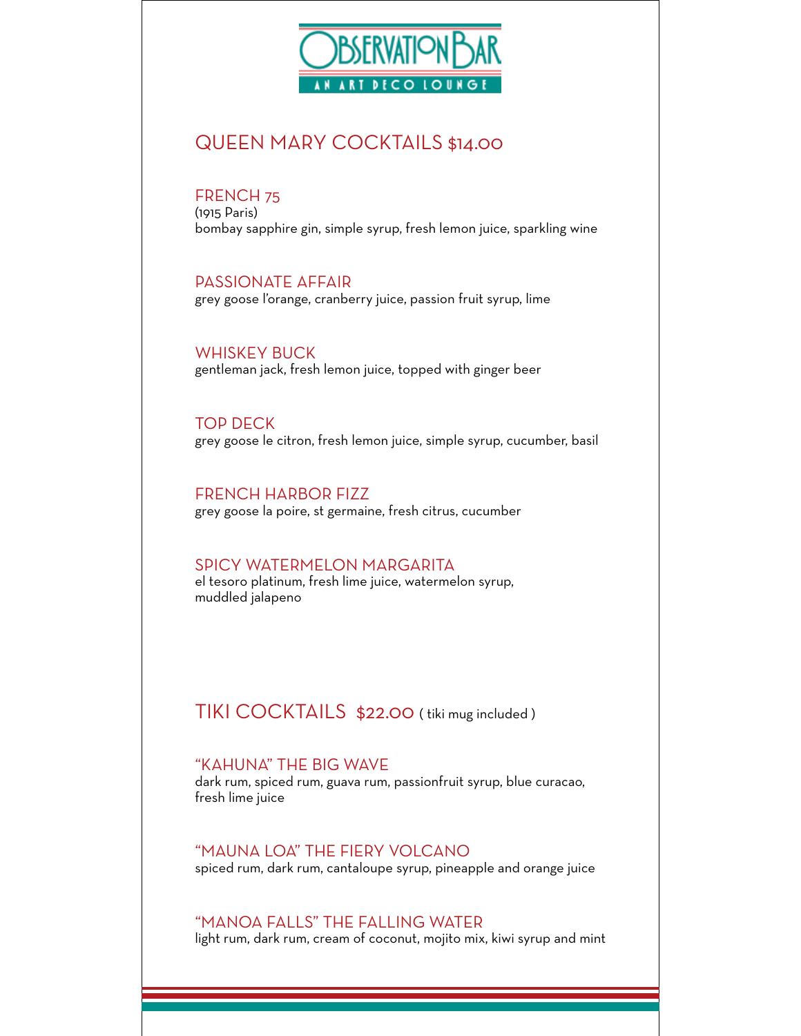# OBSERVATION BAR

AN ART DECO LOUNGE

## QUEEN MARY COCKTAILS $14.00

### FRENCH 75

(1915 Paris)
bombay sapphire gin, simple syrup, fresh lemon juice, sparkling wine

### PASSIONATE AFFAIR

grey goose l'orange, cranberry juice, passion fruit syrup, lime

### WHISKEY BUCK

gentleman jack, fresh lemon juice, topped with ginger beer

### TOP DECK

grey goose le citron, fresh lemon juice, simple syrup, cucumber, basil

### FRENCH HARBOR FIZZ

grey goose la poire, st germaine, fresh citrus, cucumber

### SPICY WATERMELON MARGARITA

el tesoro platinum, fresh lime juice, watermelon syrup, muddled jalapeno

## TIKI COCKTAILS $22.00 ( tiki mug included )

### "KAHUNA" THE BIG WAVE

dark rum, spiced rum, guava rum, passionfruit syrup, blue curacao, fresh lime juice

### "MAUNA LOA" THE FIERY VOLCANO

spiced rum, dark rum, cantaloupe syrup, pineapple and orange juice

### "MANOA FALLS" THE FALLING WATER

light rum, dark rum, cream of coconut, mojito mix, kiwi syrup and mint